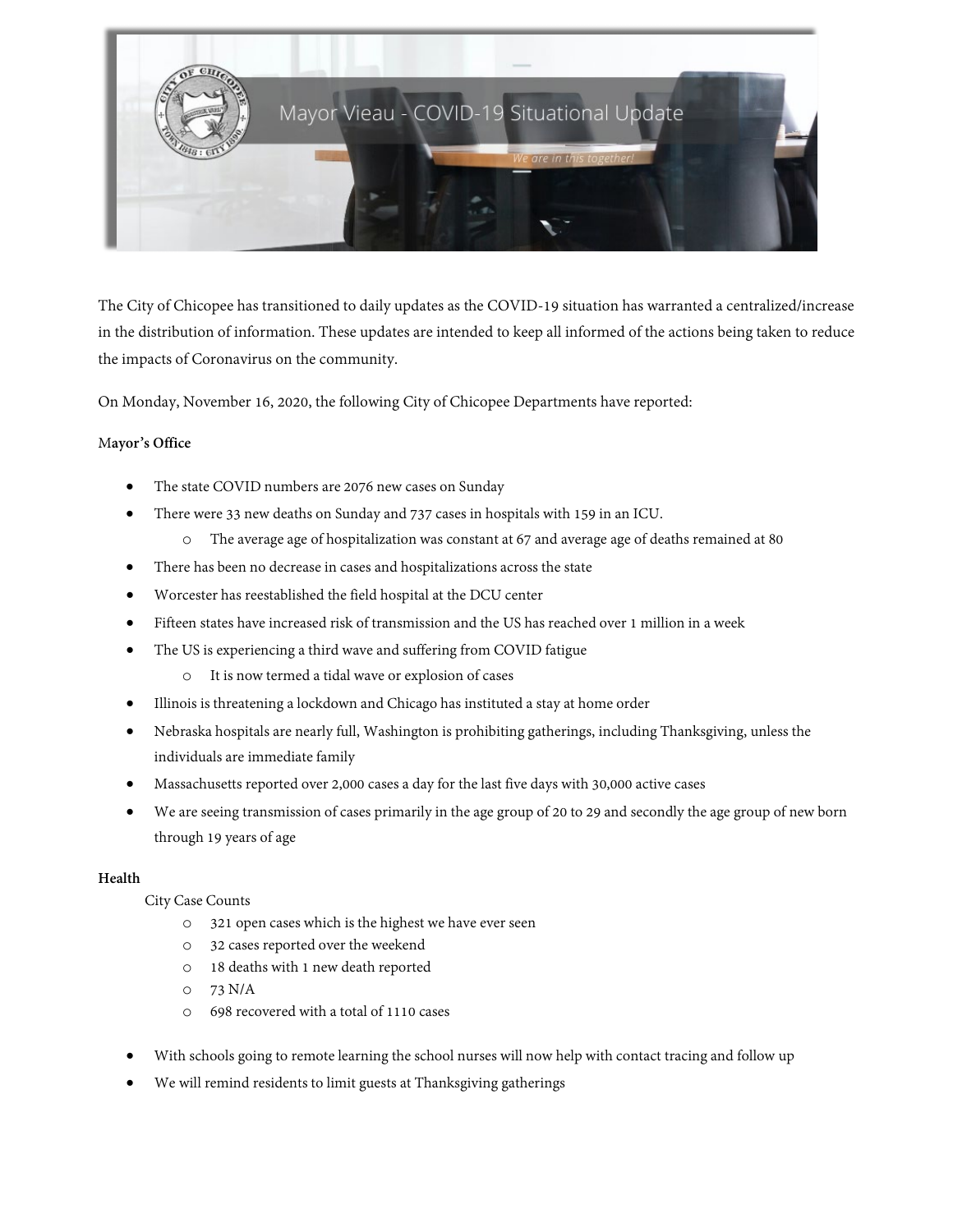Mayor Vieau - COVID-19 Situational Update

*We are in this together!*

The City of Chicopee has transitioned to daily updates as the COVID-19 situation has warranted a centralized/increase in the distribution of information. These updates are intended to keep all informed of the actions being taken to reduce the impacts of Coronavirus on the community.

On Monday, November 16, 2020, the following City of Chicopee Departments have reported:

**Mayor's Office**

- The state COVID numbers are 2076 new cases on Sunday
- There were 33 new deaths on Sunday and 737 cases in hospitals with 159 in an ICU.
  - The average age of hospitalization was constant at 67 and average age of deaths remained at 80
- There has been no decrease in cases and hospitalizations across the state
- Worcester has reestablished the field hospital at the DCU center
- Fifteen states have increased risk of transmission and the US has reached over 1 million in a week
- The US is experiencing a third wave and suffering from COVID fatigue
  - It is now termed a tidal wave or explosion of cases
- Illinois is threatening a lockdown and Chicago has instituted a stay at home order
- Nebraska hospitals are nearly full, Washington is prohibiting gatherings, including Thanksgiving, unless the individuals are immediate family
- Massachusetts reported over 2,000 cases a day for the last five days with 30,000 active cases
- We are seeing transmission of cases primarily in the age group of 20 to 29 and secondly the age group of new born through 19 years of age

**Health**

City Case Counts

- 321 open cases which is the highest we have ever seen
- 32 cases reported over the weekend
- 18 deaths with 1 new death reported
- 73 N/A
- 698 recovered with a total of 1110 cases

- With schools going to remote learning the school nurses will now help with contact tracing and follow up
- We will remind residents to limit guests at Thanksgiving gatherings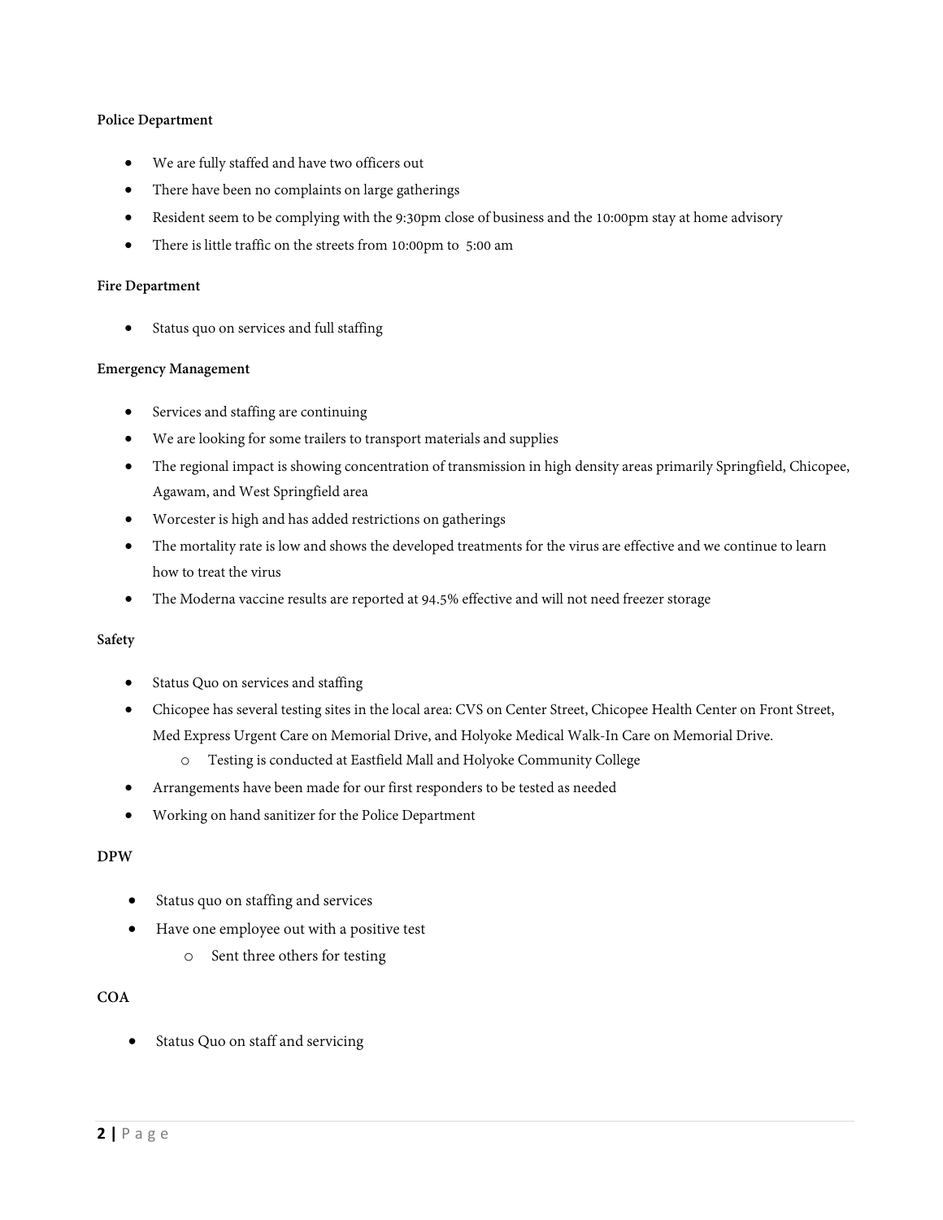**Police Department**

- We are fully staffed and have two officers out
- There have been no complaints on large gatherings
- Resident seem to be complying with the 9:30pm close of business and the 10:00pm stay at home advisory
- There is little traffic on the streets from 10:00pm to 5:00 am

**Fire Department**

- Status quo on services and full staffing

**Emergency Management**

- Services and staffing are continuing
- We are looking for some trailers to transport materials and supplies
- The regional impact is showing concentration of transmission in high density areas primarily Springfield, Chicopee, Agawam, and West Springfield area
- Worcester is high and has added restrictions on gatherings
- The mortality rate is low and shows the developed treatments for the virus are effective and we continue to learn how to treat the virus
- The Moderna vaccine results are reported at 94.5% effective and will not need freezer storage

**Safety**

- Status Quo on services and staffing
- Chicopee has several testing sites in the local area: CVS on Center Street, Chicopee Health Center on Front Street, Med Express Urgent Care on Memorial Drive, and Holyoke Medical Walk-In Care on Memorial Drive.
  - Testing is conducted at Eastfield Mall and Holyoke Community College
- Arrangements have been made for our first responders to be tested as needed
- Working on hand sanitizer for the Police Department

**DPW**

- Status quo on staffing and services
- Have one employee out with a positive test
  - Sent three others for testing

**COA**

- Status Quo on staff and servicing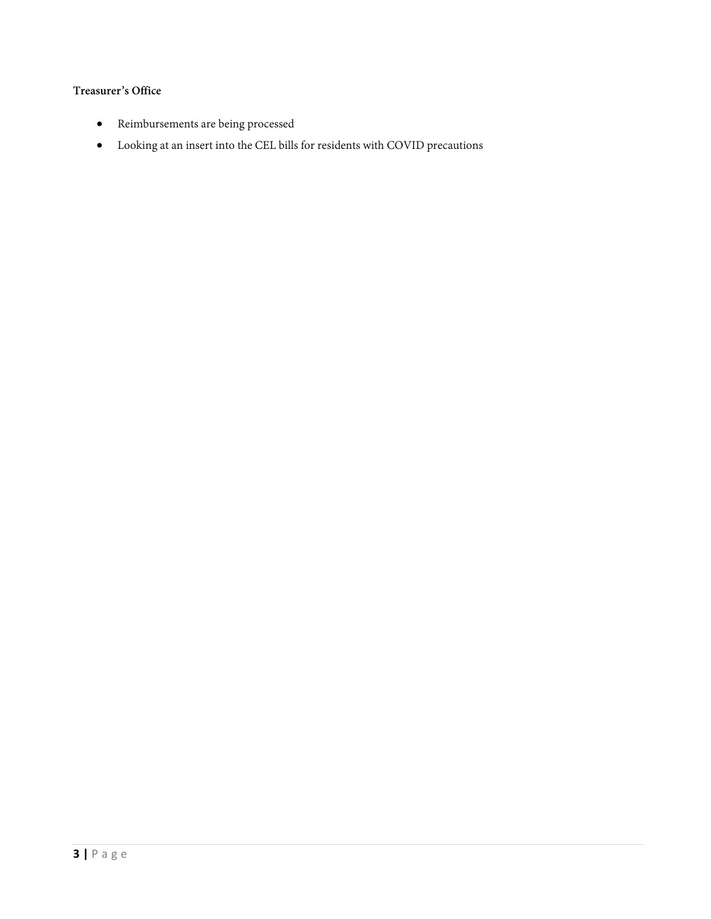**Treasurer's Office**

- Reimbursements are being processed
- Looking at an insert into the CEL bills for residents with COVID precautions